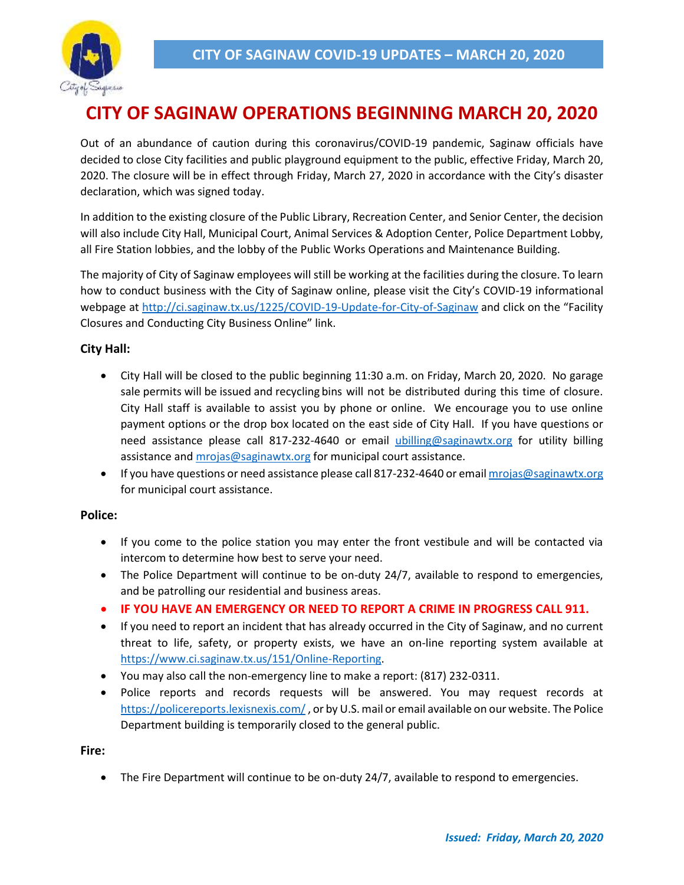**CITY OF SAGINAW COVID-19 UPDATES – MARCH 20, 2020**

# CITY OF SAGINAW OPERATIONS BEGINNING MARCH 20, 2020

Out of an abundance of caution during this coronavirus/COVID-19 pandemic, Saginaw officials have decided to close City facilities and public playground equipment to the public, effective Friday, March 20, 2020. The closure will be in effect through Friday, March 27, 2020 in accordance with the City's disaster declaration, which was signed today.

In addition to the existing closure of the Public Library, Recreation Center, and Senior Center, the decision will also include City Hall, Municipal Court, Animal Services & Adoption Center, Police Department Lobby, all Fire Station lobbies, and the lobby of the Public Works Operations and Maintenance Building.

The majority of City of Saginaw employees will still be working at the facilities during the closure. To learn how to conduct business with the City of Saginaw online, please visit the City's COVID-19 informational webpage at http://ci.saginaw.tx.us/1225/COVID-19-Update-for-City-of-Saginaw and click on the "Facility Closures and Conducting City Business Online" link.

### City Hall:

- City Hall will be closed to the public beginning 11:30 a.m. on Friday, March 20, 2020. No garage sale permits will be issued and recycling bins will not be distributed during this time of closure. City Hall staff is available to assist you by phone or online. We encourage you to use online payment options or the drop box located on the east side of City Hall. If you have questions or need assistance please call 817-232-4640 or email ubilling@saginawtx.org for utility billing assistance and mrojas@saginawtx.org for municipal court assistance.
- If you have questions or need assistance please call 817-232-4640 or email mrojas@saginawtx.org for municipal court assistance.

### Police:

- If you come to the police station you may enter the front vestibule and will be contacted via intercom to determine how best to serve your need.
- The Police Department will continue to be on-duty 24/7, available to respond to emergencies, and be patrolling our residential and business areas.
- **IF YOU HAVE AN EMERGENCY OR NEED TO REPORT A CRIME IN PROGRESS CALL 911.**
- If you need to report an incident that has already occurred in the City of Saginaw, and no current threat to life, safety, or property exists, we have an on-line reporting system available at https://www.ci.saginaw.tx.us/151/Online-Reporting.
- You may also call the non-emergency line to make a report: (817) 232-0311.
- Police reports and records requests will be answered. You may request records at https://policereports.lexisnexis.com/ , or by U.S. mail or email available on our website. The Police Department building is temporarily closed to the general public.

### Fire:

- The Fire Department will continue to be on-duty 24/7, available to respond to emergencies.

*Issued: Friday, March 20, 2020*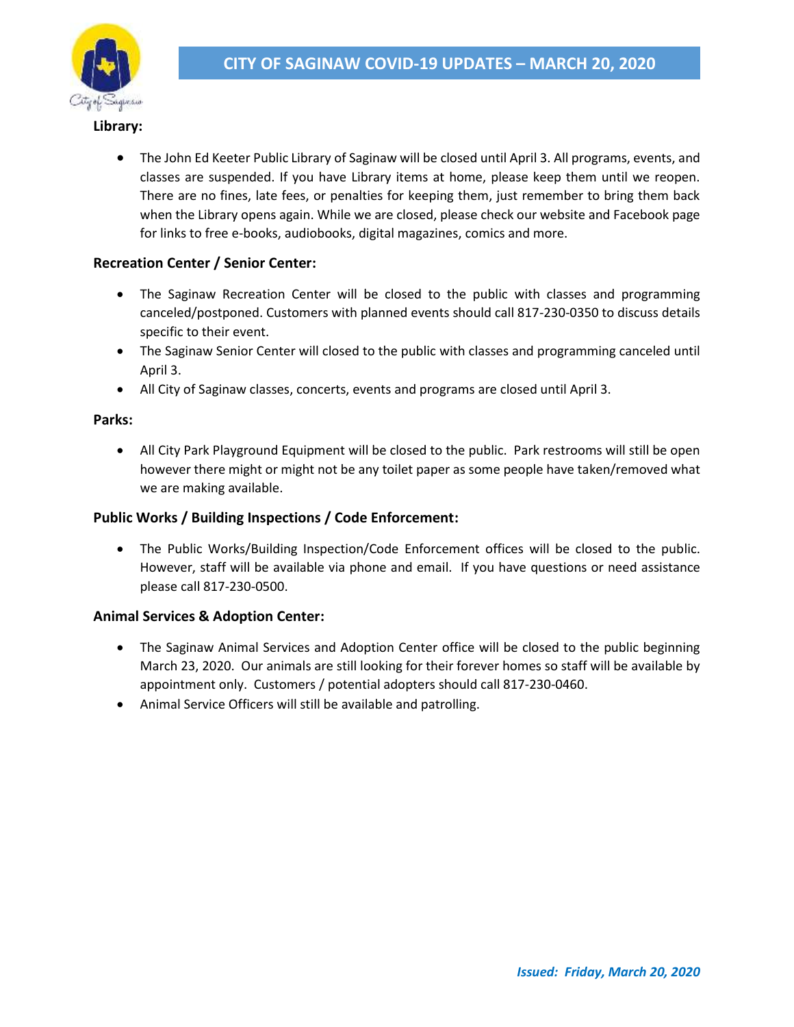## CITY OF SAGINAW COVID-19 UPDATES – MARCH 20, 2020

**Library:**

- The John Ed Keeter Public Library of Saginaw will be closed until April 3. All programs, events, and classes are suspended. If you have Library items at home, please keep them until we reopen. There are no fines, late fees, or penalties for keeping them, just remember to bring them back when the Library opens again. While we are closed, please check our website and Facebook page for links to free e-books, audiobooks, digital magazines, comics and more.

**Recreation Center / Senior Center:**

- The Saginaw Recreation Center will be closed to the public with classes and programming canceled/postponed. Customers with planned events should call 817-230-0350 to discuss details specific to their event.
- The Saginaw Senior Center will closed to the public with classes and programming canceled until April 3.
- All City of Saginaw classes, concerts, events and programs are closed until April 3.

**Parks:**

- All City Park Playground Equipment will be closed to the public. Park restrooms will still be open however there might or might not be any toilet paper as some people have taken/removed what we are making available.

**Public Works / Building Inspections / Code Enforcement:**

- The Public Works/Building Inspection/Code Enforcement offices will be closed to the public. However, staff will be available via phone and email. If you have questions or need assistance please call 817-230-0500.

**Animal Services & Adoption Center:**

- The Saginaw Animal Services and Adoption Center office will be closed to the public beginning March 23, 2020. Our animals are still looking for their forever homes so staff will be available by appointment only. Customers / potential adopters should call 817-230-0460.
- Animal Service Officers will still be available and patrolling.

***Issued: Friday, March 20, 2020***